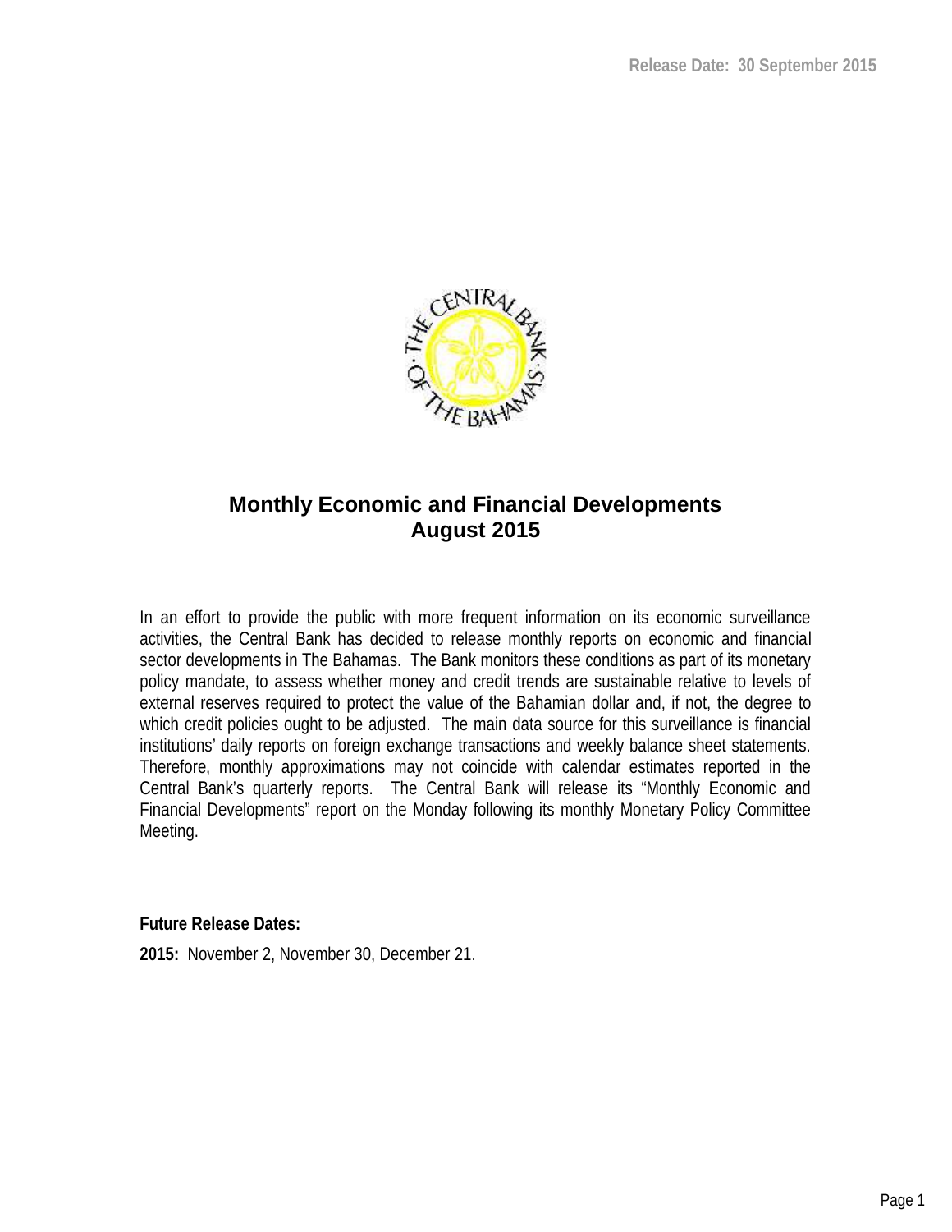Release Date: 30 September 2015

# Monthly Economic and Financial Developments
# August 2015

In an effort to provide the public with more frequent information on its economic surveillance activities, the Central Bank has decided to release monthly reports on economic and financial sector developments in The Bahamas. The Bank monitors these conditions as part of its monetary policy mandate, to assess whether money and credit trends are sustainable relative to levels of external reserves required to protect the value of the Bahamian dollar and, if not, the degree to which credit policies ought to be adjusted. The main data source for this surveillance is financial institutions' daily reports on foreign exchange transactions and weekly balance sheet statements. Therefore, monthly approximations may not coincide with calendar estimates reported in the Central Bank's quarterly reports. The Central Bank will release its "Monthly Economic and Financial Developments" report on the Monday following its monthly Monetary Policy Committee Meeting.

**Future Release Dates:**

**2015:** November 2, November 30, December 21.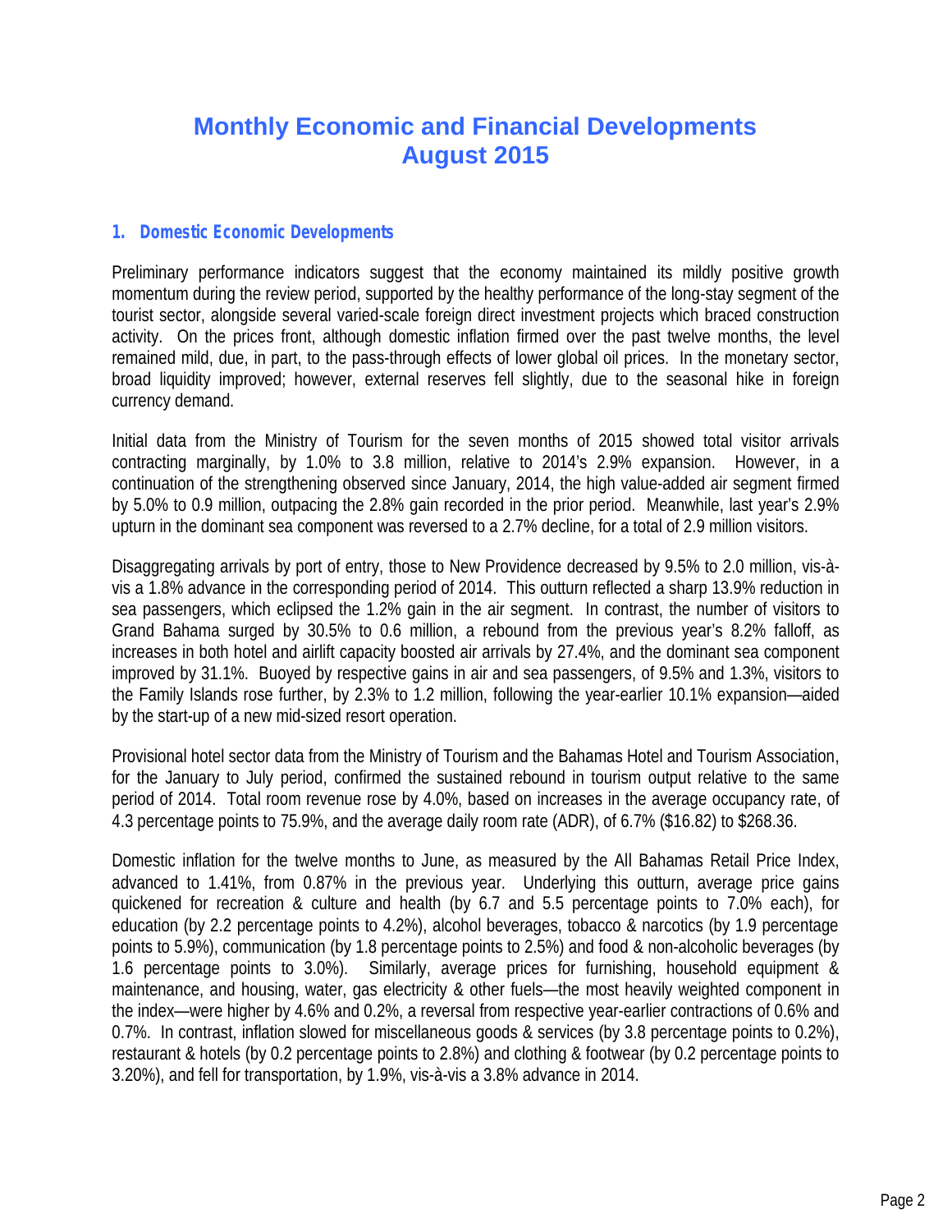# Monthly Economic and Financial Developments
# August 2015

## 1. Domestic Economic Developments

Preliminary performance indicators suggest that the economy maintained its mildly positive growth momentum during the review period, supported by the healthy performance of the long-stay segment of the tourist sector, alongside several varied-scale foreign direct investment projects which braced construction activity. On the prices front, although domestic inflation firmed over the past twelve months, the level remained mild, due, in part, to the pass-through effects of lower global oil prices. In the monetary sector, broad liquidity improved; however, external reserves fell slightly, due to the seasonal hike in foreign currency demand.

Initial data from the Ministry of Tourism for the seven months of 2015 showed total visitor arrivals contracting marginally, by 1.0% to 3.8 million, relative to 2014's 2.9% expansion. However, in a continuation of the strengthening observed since January, 2014, the high value-added air segment firmed by 5.0% to 0.9 million, outpacing the 2.8% gain recorded in the prior period. Meanwhile, last year's 2.9% upturn in the dominant sea component was reversed to a 2.7% decline, for a total of 2.9 million visitors.

Disaggregating arrivals by port of entry, those to New Providence decreased by 9.5% to 2.0 million, vis-à-vis a 1.8% advance in the corresponding period of 2014. This outturn reflected a sharp 13.9% reduction in sea passengers, which eclipsed the 1.2% gain in the air segment. In contrast, the number of visitors to Grand Bahama surged by 30.5% to 0.6 million, a rebound from the previous year's 8.2% falloff, as increases in both hotel and airlift capacity boosted air arrivals by 27.4%, and the dominant sea component improved by 31.1%. Buoyed by respective gains in air and sea passengers, of 9.5% and 1.3%, visitors to the Family Islands rose further, by 2.3% to 1.2 million, following the year-earlier 10.1% expansion—aided by the start-up of a new mid-sized resort operation.

Provisional hotel sector data from the Ministry of Tourism and the Bahamas Hotel and Tourism Association, for the January to July period, confirmed the sustained rebound in tourism output relative to the same period of 2014. Total room revenue rose by 4.0%, based on increases in the average occupancy rate, of 4.3 percentage points to 75.9%, and the average daily room rate (ADR), of 6.7% ($16.82) to $268.36.

Domestic inflation for the twelve months to June, as measured by the All Bahamas Retail Price Index, advanced to 1.41%, from 0.87% in the previous year. Underlying this outturn, average price gains quickened for recreation & culture and health (by 6.7 and 5.5 percentage points to 7.0% each), for education (by 2.2 percentage points to 4.2%), alcohol beverages, tobacco & narcotics (by 1.9 percentage points to 5.9%), communication (by 1.8 percentage points to 2.5%) and food & non-alcoholic beverages (by 1.6 percentage points to 3.0%). Similarly, average prices for furnishing, household equipment & maintenance, and housing, water, gas electricity & other fuels—the most heavily weighted component in the index—were higher by 4.6% and 0.2%, a reversal from respective year-earlier contractions of 0.6% and 0.7%. In contrast, inflation slowed for miscellaneous goods & services (by 3.8 percentage points to 0.2%), restaurant & hotels (by 0.2 percentage points to 2.8%) and clothing & footwear (by 0.2 percentage points to 3.20%), and fell for transportation, by 1.9%, vis-à-vis a 3.8% advance in 2014.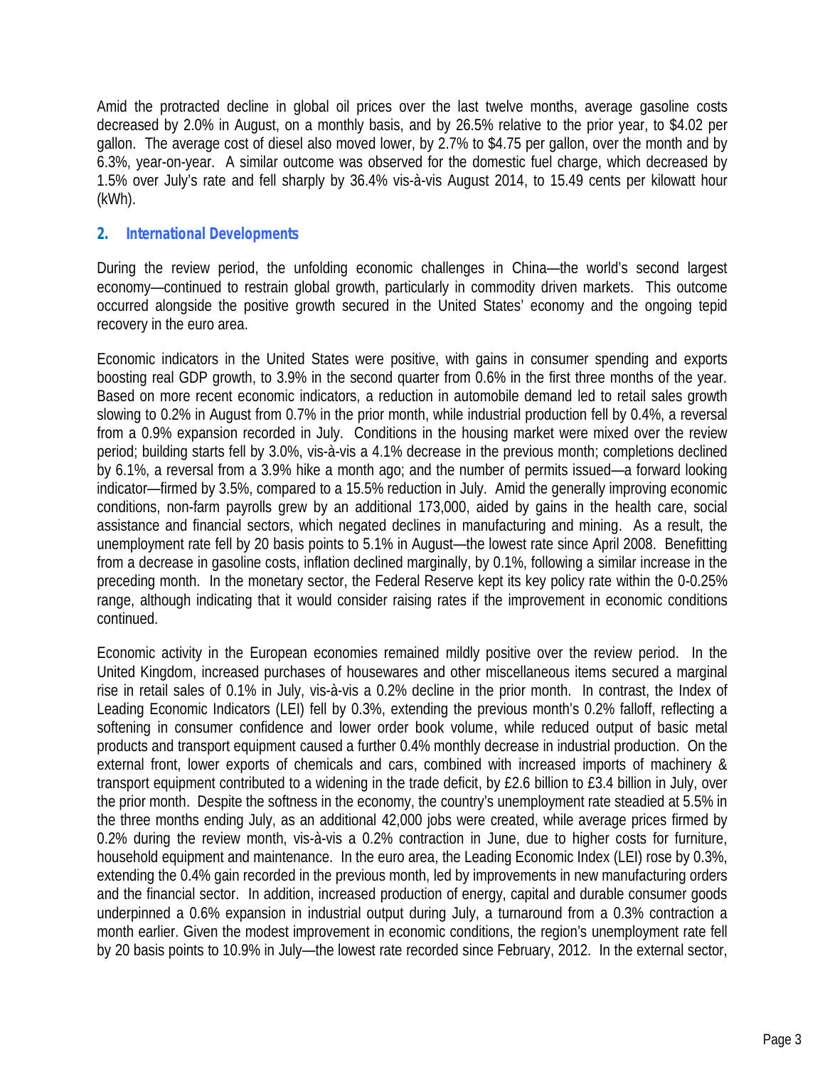Amid the protracted decline in global oil prices over the last twelve months, average gasoline costs decreased by 2.0% in August, on a monthly basis, and by 26.5% relative to the prior year, to $4.02 per gallon. The average cost of diesel also moved lower, by 2.7% to $4.75 per gallon, over the month and by 6.3%, year-on-year. A similar outcome was observed for the domestic fuel charge, which decreased by 1.5% over July's rate and fell sharply by 36.4% vis-à-vis August 2014, to 15.49 cents per kilowatt hour (kWh).

## 2. International Developments

During the review period, the unfolding economic challenges in China—the world's second largest economy—continued to restrain global growth, particularly in commodity driven markets. This outcome occurred alongside the positive growth secured in the United States' economy and the ongoing tepid recovery in the euro area.

Economic indicators in the United States were positive, with gains in consumer spending and exports boosting real GDP growth, to 3.9% in the second quarter from 0.6% in the first three months of the year. Based on more recent economic indicators, a reduction in automobile demand led to retail sales growth slowing to 0.2% in August from 0.7% in the prior month, while industrial production fell by 0.4%, a reversal from a 0.9% expansion recorded in July. Conditions in the housing market were mixed over the review period; building starts fell by 3.0%, vis-à-vis a 4.1% decrease in the previous month; completions declined by 6.1%, a reversal from a 3.9% hike a month ago; and the number of permits issued—a forward looking indicator—firmed by 3.5%, compared to a 15.5% reduction in July. Amid the generally improving economic conditions, non-farm payrolls grew by an additional 173,000, aided by gains in the health care, social assistance and financial sectors, which negated declines in manufacturing and mining. As a result, the unemployment rate fell by 20 basis points to 5.1% in August—the lowest rate since April 2008. Benefitting from a decrease in gasoline costs, inflation declined marginally, by 0.1%, following a similar increase in the preceding month. In the monetary sector, the Federal Reserve kept its key policy rate within the 0-0.25% range, although indicating that it would consider raising rates if the improvement in economic conditions continued.

Economic activity in the European economies remained mildly positive over the review period. In the United Kingdom, increased purchases of housewares and other miscellaneous items secured a marginal rise in retail sales of 0.1% in July, vis-à-vis a 0.2% decline in the prior month. In contrast, the Index of Leading Economic Indicators (LEI) fell by 0.3%, extending the previous month's 0.2% falloff, reflecting a softening in consumer confidence and lower order book volume, while reduced output of basic metal products and transport equipment caused a further 0.4% monthly decrease in industrial production. On the external front, lower exports of chemicals and cars, combined with increased imports of machinery & transport equipment contributed to a widening in the trade deficit, by £2.6 billion to £3.4 billion in July, over the prior month. Despite the softness in the economy, the country's unemployment rate steadied at 5.5% in the three months ending July, as an additional 42,000 jobs were created, while average prices firmed by 0.2% during the review month, vis-à-vis a 0.2% contraction in June, due to higher costs for furniture, household equipment and maintenance. In the euro area, the Leading Economic Index (LEI) rose by 0.3%, extending the 0.4% gain recorded in the previous month, led by improvements in new manufacturing orders and the financial sector. In addition, increased production of energy, capital and durable consumer goods underpinned a 0.6% expansion in industrial output during July, a turnaround from a 0.3% contraction a month earlier. Given the modest improvement in economic conditions, the region's unemployment rate fell by 20 basis points to 10.9% in July—the lowest rate recorded since February, 2012. In the external sector,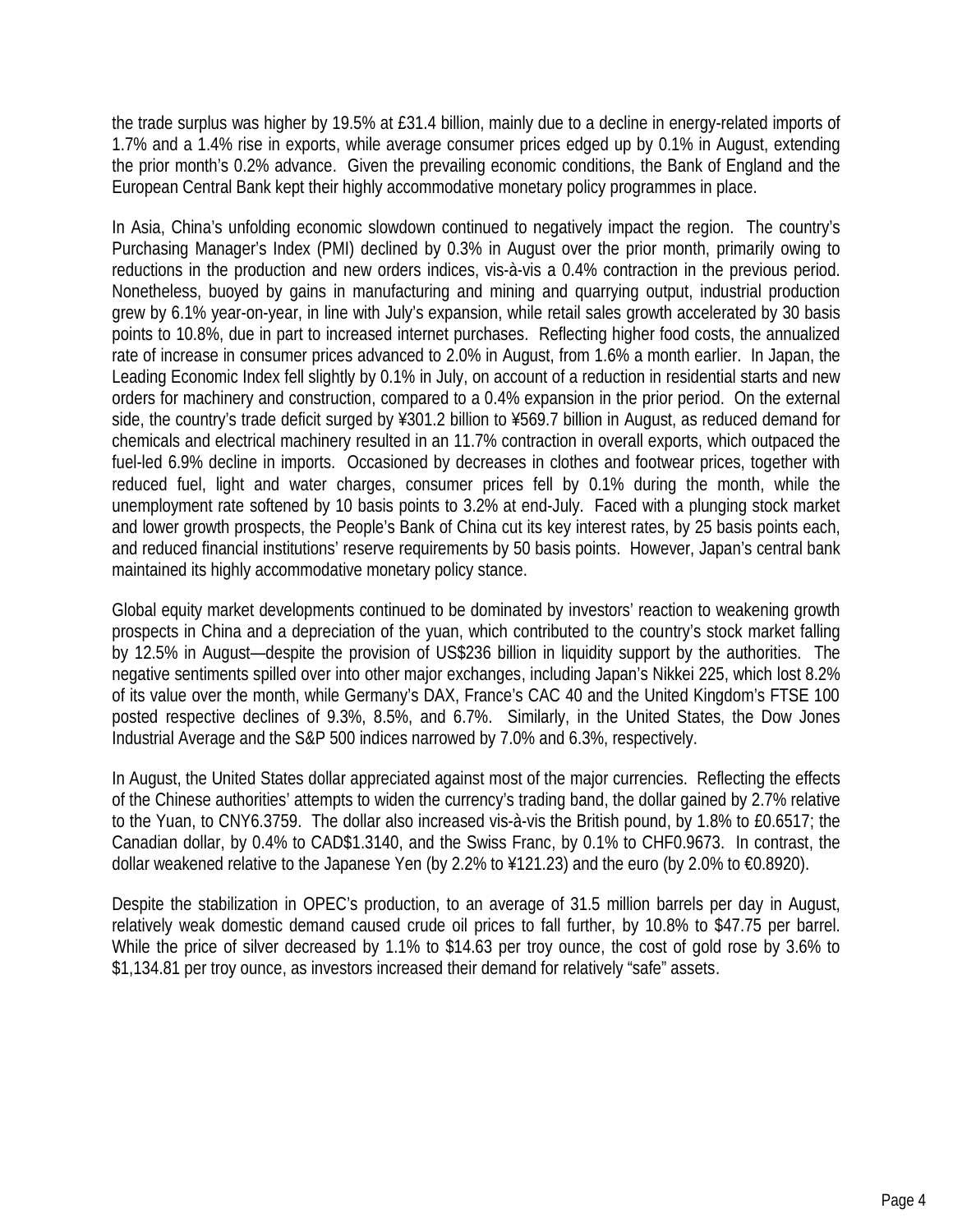the trade surplus was higher by 19.5% at £31.4 billion, mainly due to a decline in energy-related imports of 1.7% and a 1.4% rise in exports, while average consumer prices edged up by 0.1% in August, extending the prior month's 0.2% advance. Given the prevailing economic conditions, the Bank of England and the European Central Bank kept their highly accommodative monetary policy programmes in place.

In Asia, China's unfolding economic slowdown continued to negatively impact the region. The country's Purchasing Manager's Index (PMI) declined by 0.3% in August over the prior month, primarily owing to reductions in the production and new orders indices, vis-à-vis a 0.4% contraction in the previous period. Nonetheless, buoyed by gains in manufacturing and mining and quarrying output, industrial production grew by 6.1% year-on-year, in line with July's expansion, while retail sales growth accelerated by 30 basis points to 10.8%, due in part to increased internet purchases. Reflecting higher food costs, the annualized rate of increase in consumer prices advanced to 2.0% in August, from 1.6% a month earlier. In Japan, the Leading Economic Index fell slightly by 0.1% in July, on account of a reduction in residential starts and new orders for machinery and construction, compared to a 0.4% expansion in the prior period. On the external side, the country's trade deficit surged by ¥301.2 billion to ¥569.7 billion in August, as reduced demand for chemicals and electrical machinery resulted in an 11.7% contraction in overall exports, which outpaced the fuel-led 6.9% decline in imports. Occasioned by decreases in clothes and footwear prices, together with reduced fuel, light and water charges, consumer prices fell by 0.1% during the month, while the unemployment rate softened by 10 basis points to 3.2% at end-July. Faced with a plunging stock market and lower growth prospects, the People's Bank of China cut its key interest rates, by 25 basis points each, and reduced financial institutions' reserve requirements by 50 basis points. However, Japan's central bank maintained its highly accommodative monetary policy stance.

Global equity market developments continued to be dominated by investors' reaction to weakening growth prospects in China and a depreciation of the yuan, which contributed to the country's stock market falling by 12.5% in August—despite the provision of US$236 billion in liquidity support by the authorities. The negative sentiments spilled over into other major exchanges, including Japan's Nikkei 225, which lost 8.2% of its value over the month, while Germany's DAX, France's CAC 40 and the United Kingdom's FTSE 100 posted respective declines of 9.3%, 8.5%, and 6.7%. Similarly, in the United States, the Dow Jones Industrial Average and the S&P 500 indices narrowed by 7.0% and 6.3%, respectively.

In August, the United States dollar appreciated against most of the major currencies. Reflecting the effects of the Chinese authorities' attempts to widen the currency's trading band, the dollar gained by 2.7% relative to the Yuan, to CNY6.3759. The dollar also increased vis-à-vis the British pound, by 1.8% to £0.6517; the Canadian dollar, by 0.4% to CAD$1.3140, and the Swiss Franc, by 0.1% to CHF0.9673. In contrast, the dollar weakened relative to the Japanese Yen (by 2.2% to ¥121.23) and the euro (by 2.0% to €0.8920).

Despite the stabilization in OPEC's production, to an average of 31.5 million barrels per day in August, relatively weak domestic demand caused crude oil prices to fall further, by 10.8% to $47.75 per barrel. While the price of silver decreased by 1.1% to $14.63 per troy ounce, the cost of gold rose by 3.6% to $1,134.81 per troy ounce, as investors increased their demand for relatively "safe" assets.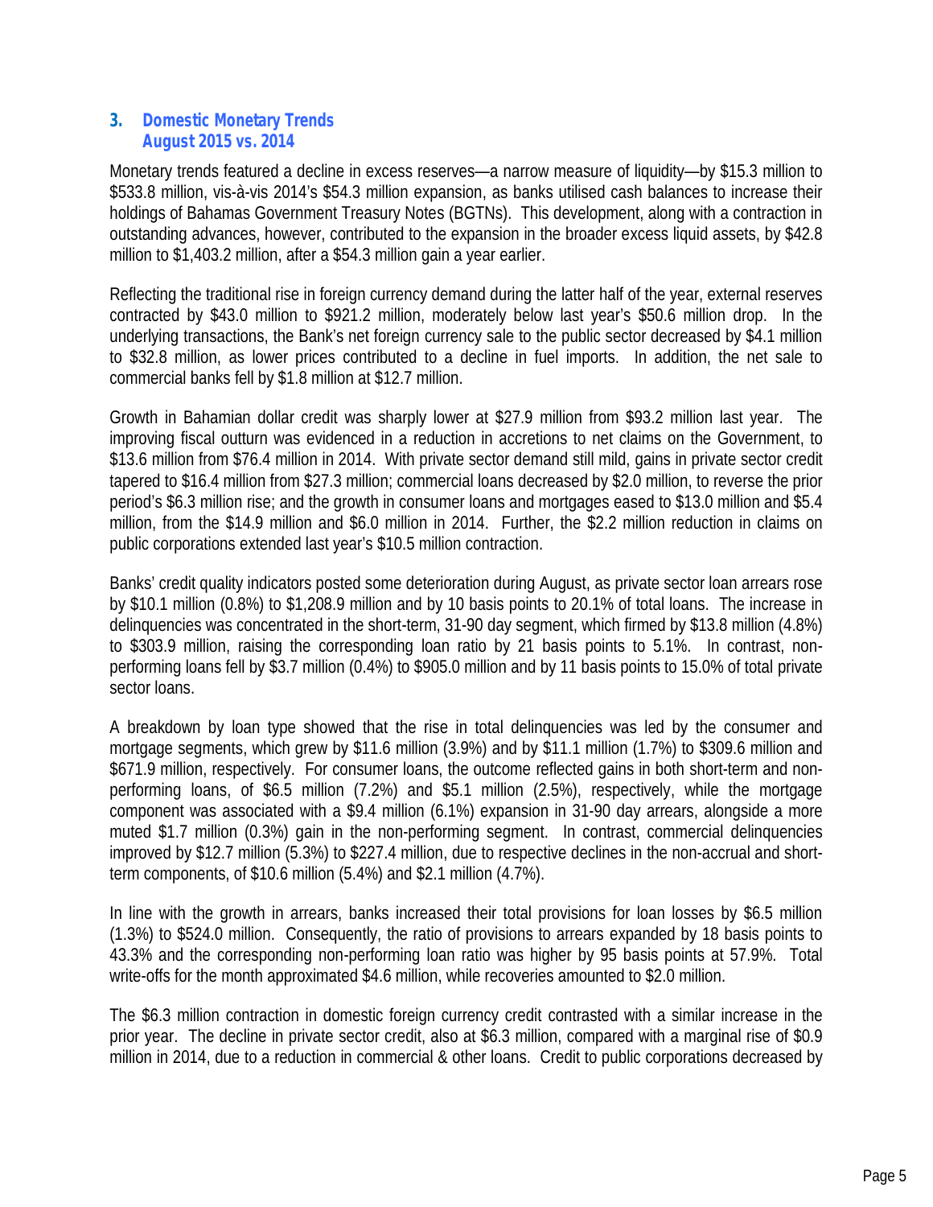## 3. Domestic Monetary Trends
### August 2015 vs. 2014

Monetary trends featured a decline in excess reserves—a narrow measure of liquidity—by $15.3 million to $533.8 million, vis-à-vis 2014's $54.3 million expansion, as banks utilised cash balances to increase their holdings of Bahamas Government Treasury Notes (BGTNs). This development, along with a contraction in outstanding advances, however, contributed to the expansion in the broader excess liquid assets, by $42.8 million to $1,403.2 million, after a $54.3 million gain a year earlier.

Reflecting the traditional rise in foreign currency demand during the latter half of the year, external reserves contracted by $43.0 million to $921.2 million, moderately below last year's $50.6 million drop. In the underlying transactions, the Bank's net foreign currency sale to the public sector decreased by $4.1 million to $32.8 million, as lower prices contributed to a decline in fuel imports. In addition, the net sale to commercial banks fell by $1.8 million at $12.7 million.

Growth in Bahamian dollar credit was sharply lower at $27.9 million from $93.2 million last year. The improving fiscal outturn was evidenced in a reduction in accretions to net claims on the Government, to $13.6 million from $76.4 million in 2014. With private sector demand still mild, gains in private sector credit tapered to $16.4 million from $27.3 million; commercial loans decreased by $2.0 million, to reverse the prior period's $6.3 million rise; and the growth in consumer loans and mortgages eased to $13.0 million and $5.4 million, from the $14.9 million and $6.0 million in 2014. Further, the $2.2 million reduction in claims on public corporations extended last year's $10.5 million contraction.

Banks' credit quality indicators posted some deterioration during August, as private sector loan arrears rose by $10.1 million (0.8%) to $1,208.9 million and by 10 basis points to 20.1% of total loans. The increase in delinquencies was concentrated in the short-term, 31-90 day segment, which firmed by $13.8 million (4.8%) to $303.9 million, raising the corresponding loan ratio by 21 basis points to 5.1%. In contrast, non-performing loans fell by $3.7 million (0.4%) to $905.0 million and by 11 basis points to 15.0% of total private sector loans.

A breakdown by loan type showed that the rise in total delinquencies was led by the consumer and mortgage segments, which grew by $11.6 million (3.9%) and by $11.1 million (1.7%) to $309.6 million and $671.9 million, respectively. For consumer loans, the outcome reflected gains in both short-term and non-performing loans, of $6.5 million (7.2%) and $5.1 million (2.5%), respectively, while the mortgage component was associated with a $9.4 million (6.1%) expansion in 31-90 day arrears, alongside a more muted $1.7 million (0.3%) gain in the non-performing segment. In contrast, commercial delinquencies improved by $12.7 million (5.3%) to $227.4 million, due to respective declines in the non-accrual and short-term components, of $10.6 million (5.4%) and $2.1 million (4.7%).

In line with the growth in arrears, banks increased their total provisions for loan losses by $6.5 million (1.3%) to $524.0 million. Consequently, the ratio of provisions to arrears expanded by 18 basis points to 43.3% and the corresponding non-performing loan ratio was higher by 95 basis points at 57.9%. Total write-offs for the month approximated $4.6 million, while recoveries amounted to $2.0 million.

The $6.3 million contraction in domestic foreign currency credit contrasted with a similar increase in the prior year. The decline in private sector credit, also at $6.3 million, compared with a marginal rise of $0.9 million in 2014, due to a reduction in commercial & other loans. Credit to public corporations decreased by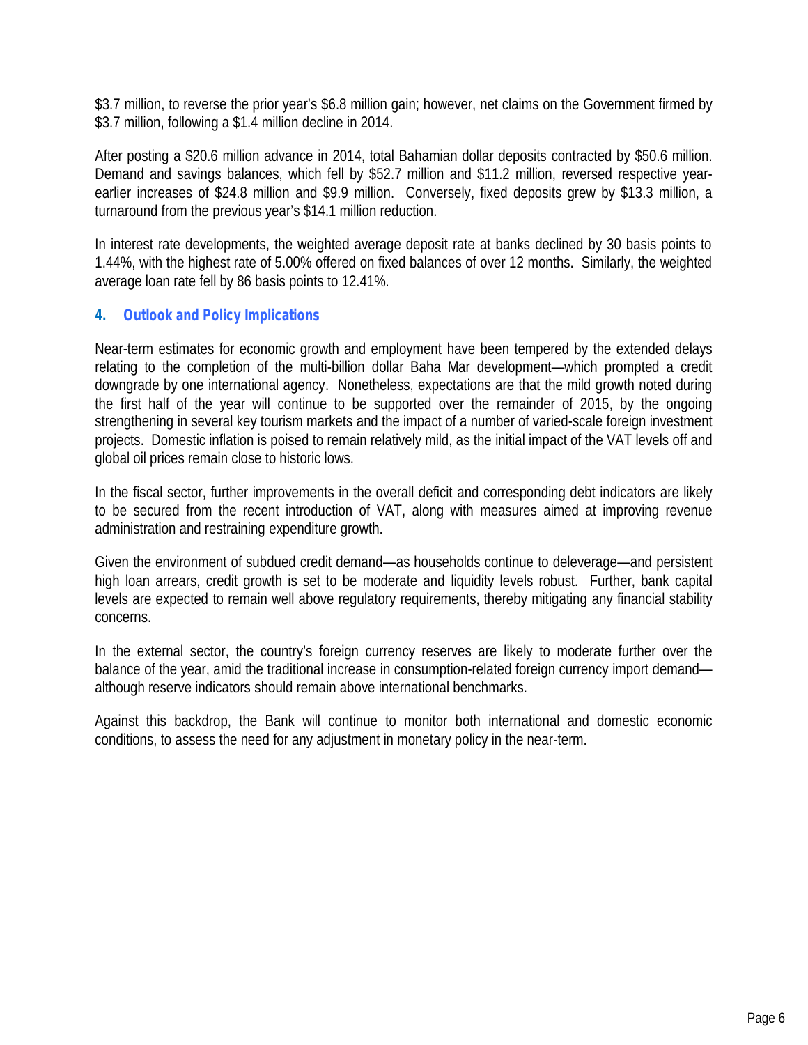$3.7 million, to reverse the prior year's $6.8 million gain; however, net claims on the Government firmed by $3.7 million, following a $1.4 million decline in 2014.

After posting a $20.6 million advance in 2014, total Bahamian dollar deposits contracted by $50.6 million. Demand and savings balances, which fell by $52.7 million and $11.2 million, reversed respective year-earlier increases of $24.8 million and $9.9 million. Conversely, fixed deposits grew by $13.3 million, a turnaround from the previous year's $14.1 million reduction.

In interest rate developments, the weighted average deposit rate at banks declined by 30 basis points to 1.44%, with the highest rate of 5.00% offered on fixed balances of over 12 months. Similarly, the weighted average loan rate fell by 86 basis points to 12.41%.

## 4. Outlook and Policy Implications

Near-term estimates for economic growth and employment have been tempered by the extended delays relating to the completion of the multi-billion dollar Baha Mar development—which prompted a credit downgrade by one international agency. Nonetheless, expectations are that the mild growth noted during the first half of the year will continue to be supported over the remainder of 2015, by the ongoing strengthening in several key tourism markets and the impact of a number of varied-scale foreign investment projects. Domestic inflation is poised to remain relatively mild, as the initial impact of the VAT levels off and global oil prices remain close to historic lows.

In the fiscal sector, further improvements in the overall deficit and corresponding debt indicators are likely to be secured from the recent introduction of VAT, along with measures aimed at improving revenue administration and restraining expenditure growth.

Given the environment of subdued credit demand—as households continue to deleverage—and persistent high loan arrears, credit growth is set to be moderate and liquidity levels robust. Further, bank capital levels are expected to remain well above regulatory requirements, thereby mitigating any financial stability concerns.

In the external sector, the country's foreign currency reserves are likely to moderate further over the balance of the year, amid the traditional increase in consumption-related foreign currency import demand—although reserve indicators should remain above international benchmarks.

Against this backdrop, the Bank will continue to monitor both international and domestic economic conditions, to assess the need for any adjustment in monetary policy in the near-term.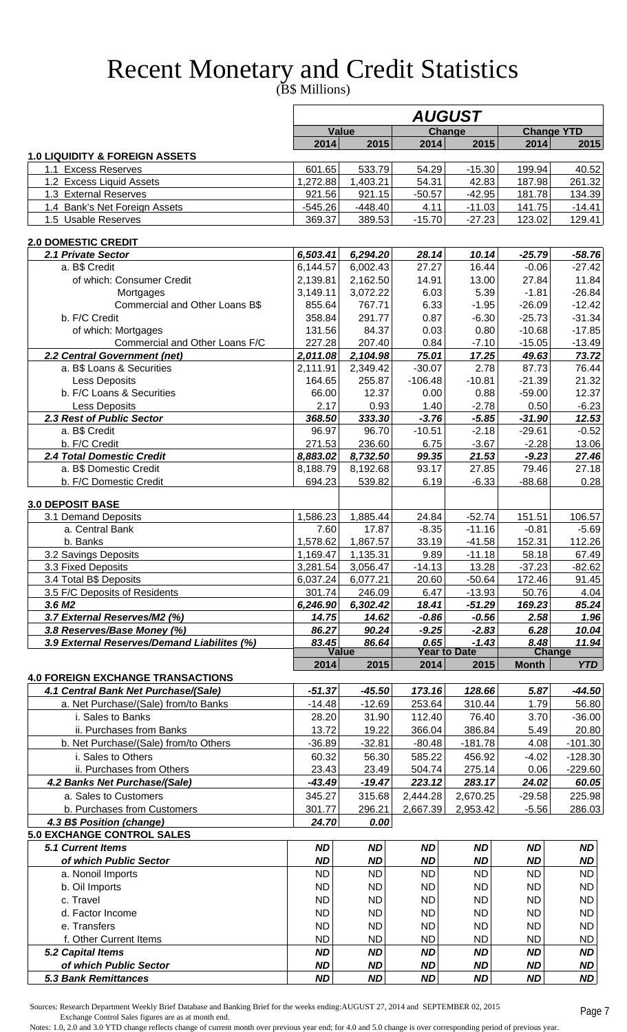# Recent Monetary and Credit Statistics

(B$ Millions)

| | AUGUST | | | | | |
|---|---|---|---|---|---|---|
| | Value | | Change | | Change YTD | |
| | 2014 | 2015 | 2014 | 2015 | 2014 | 2015 |
| **1.0 LIQUIDITY & FOREIGN ASSETS** | | | | | | |
| 1.1 Excess Reserves | 601.65 | 533.79 | 54.29 | -15.30 | 199.94 | 40.52 |
| 1.2 Excess Liquid Assets | 1,272.88 | 1,403.21 | 54.31 | 42.83 | 187.98 | 261.32 |
| 1.3 External Reserves | 921.56 | 921.15 | -50.57 | -42.95 | 181.78 | 134.39 |
| 1.4 Bank's Net Foreign Assets | -545.26 | -448.40 | 4.11 | -11.03 | 141.75 | -14.41 |
| 1.5 Usable Reserves | 369.37 | 389.53 | -15.70 | -27.23 | 123.02 | 129.41 |
| **2.0 DOMESTIC CREDIT** | | | | | | |
| ***2.1 Private Sector*** | ***6,503.41*** | ***6,294.20*** | ***28.14*** | ***10.14*** | ***-25.79*** | ***-58.76*** |
| a. B$ Credit | 6,144.57 | 6,002.43 | 27.27 | 16.44 | -0.06 | -27.42 |
| of which: Consumer Credit | 2,139.81 | 2,162.50 | 14.91 | 13.00 | 27.84 | 11.84 |
| Mortgages | 3,149.11 | 3,072.22 | 6.03 | 5.39 | -1.81 | -26.84 |
| Commercial and Other Loans B$ | 855.64 | 767.71 | 6.33 | -1.95 | -26.09 | -12.42 |
| b. F/C Credit | 358.84 | 291.77 | 0.87 | -6.30 | -25.73 | -31.34 |
| of which: Mortgages | 131.56 | 84.37 | 0.03 | 0.80 | -10.68 | -17.85 |
| Commercial and Other Loans F/C | 227.28 | 207.40 | 0.84 | -7.10 | -15.05 | -13.49 |
| ***2.2 Central Government (net)*** | ***2,011.08*** | ***2,104.98*** | ***75.01*** | ***17.25*** | ***49.63*** | ***73.72*** |
| a. B$ Loans & Securities | 2,111.91 | 2,349.42 | -30.07 | 2.78 | 87.73 | 76.44 |
| Less Deposits | 164.65 | 255.87 | -106.48 | -10.81 | -21.39 | 21.32 |
| b. F/C Loans & Securities | 66.00 | 12.37 | 0.00 | 0.88 | -59.00 | 12.37 |
| Less Deposits | 2.17 | 0.93 | 1.40 | -2.78 | 0.50 | -6.23 |
| ***2.3 Rest of Public Sector*** | ***368.50*** | ***333.30*** | ***-3.76*** | ***-5.85*** | ***-31.90*** | ***12.53*** |
| a. B$ Credit | 96.97 | 96.70 | -10.51 | -2.18 | -29.61 | -0.52 |
| b. F/C Credit | 271.53 | 236.60 | 6.75 | -3.67 | -2.28 | 13.06 |
| ***2.4 Total Domestic Credit*** | ***8,883.02*** | ***8,732.50*** | ***99.35*** | ***21.53*** | ***-9.23*** | ***27.46*** |
| a. B$ Domestic Credit | 8,188.79 | 8,192.68 | 93.17 | 27.85 | 79.46 | 27.18 |
| b. F/C Domestic Credit | 694.23 | 539.82 | 6.19 | -6.33 | -88.68 | 0.28 |
| **3.0 DEPOSIT BASE** | | | | | | |
| 3.1 Demand Deposits | 1,586.23 | 1,885.44 | 24.84 | -52.74 | 151.51 | 106.57 |
| a. Central Bank | 7.60 | 17.87 | -8.35 | -11.16 | -0.81 | -5.69 |
| b. Banks | 1,578.62 | 1,867.57 | 33.19 | -41.58 | 152.31 | 112.26 |
| 3.2 Savings Deposits | 1,169.47 | 1,135.31 | 9.89 | -11.18 | 58.18 | 67.49 |
| 3.3 Fixed Deposits | 3,281.54 | 3,056.47 | -14.13 | 13.28 | -37.23 | -82.62 |
| 3.4 Total B$ Deposits | 6,037.24 | 6,077.21 | 20.60 | -50.64 | 172.46 | 91.45 |
| 3.5 F/C Deposits of Residents | 301.74 | 246.09 | 6.47 | -13.93 | 50.76 | 4.04 |
| ***3.6 M2*** | ***6,246.90*** | ***6,302.42*** | ***18.41*** | ***-51.29*** | ***169.23*** | ***85.24*** |
| ***3.7 External Reserves/M2 (%)*** | ***14.75*** | ***14.62*** | ***-0.86*** | ***-0.56*** | ***2.58*** | ***1.96*** |
| ***3.8 Reserves/Base Money (%)*** | ***86.27*** | ***90.24*** | ***-9.25*** | ***-2.83*** | ***6.28*** | ***10.04*** |
| ***3.9 External Reserves/Demand Liabilites (%)*** | ***83.45*** | ***86.64*** | ***0.65*** | ***-1.43*** | ***8.48*** | ***11.94*** |

| | Value | | Year to Date | | Change | |
|---|---|---|---|---|---|---|
| | 2014 | 2015 | 2014 | 2015 | Month | YTD |
| **4.0 FOREIGN EXCHANGE TRANSACTIONS** | | | | | | |
| ***4.1 Central Bank Net Purchase/(Sale)*** | ***-51.37*** | ***-45.50*** | ***173.16*** | ***128.66*** | ***5.87*** | ***-44.50*** |
| a. Net Purchase/(Sale) from/to Banks | -14.48 | -12.69 | 253.64 | 310.44 | 1.79 | 56.80 |
| i. Sales to Banks | 28.20 | 31.90 | 112.40 | 76.40 | 3.70 | -36.00 |
| ii. Purchases from Banks | 13.72 | 19.22 | 366.04 | 386.84 | 5.49 | 20.80 |
| b. Net Purchase/(Sale) from/to Others | -36.89 | -32.81 | -80.48 | -181.78 | 4.08 | -101.30 |
| i. Sales to Others | 60.32 | 56.30 | 585.22 | 456.92 | -4.02 | -128.30 |
| ii. Purchases from Others | 23.43 | 23.49 | 504.74 | 275.14 | 0.06 | -229.60 |
| ***4.2 Banks Net Purchase/(Sale)*** | ***-43.49*** | ***-19.47*** | ***223.12*** | ***283.17*** | ***24.02*** | ***60.05*** |
| a. Sales to Customers | 345.27 | 315.68 | 2,444.28 | 2,670.25 | -29.58 | 225.98 |
| b. Purchases from Customers | 301.77 | 296.21 | 2,667.39 | 2,953.42 | -5.56 | 286.03 |
| ***4.3 B$ Position (change)*** | ***24.70*** | ***0.00*** | | | | |
| **5.0 EXCHANGE CONTROL SALES** | | | | | | |
| ***5.1 Current Items*** | ***ND*** | ***ND*** | ***ND*** | ***ND*** | ***ND*** | ***ND*** |
| ***of which Public Sector*** | ***ND*** | ***ND*** | ***ND*** | ***ND*** | ***ND*** | ***ND*** |
| a. Nonoil Imports | ND | ND | ND | ND | ND | ND |
| b. Oil Imports | ND | ND | ND | ND | ND | ND |
| c. Travel | ND | ND | ND | ND | ND | ND |
| d. Factor Income | ND | ND | ND | ND | ND | ND |
| e. Transfers | ND | ND | ND | ND | ND | ND |
| f. Other Current Items | ND | ND | ND | ND | ND | ND |
| ***5.2 Capital Items*** | ***ND*** | ***ND*** | ***ND*** | ***ND*** | ***ND*** | ***ND*** |
| ***of which Public Sector*** | ***ND*** | ***ND*** | ***ND*** | ***ND*** | ***ND*** | ***ND*** |
| ***5.3 Bank Remittances*** | ***ND*** | ***ND*** | ***ND*** | ***ND*** | ***ND*** | ***ND*** |

Sources: Research Department Weekly Brief Database and Banking Brief for the weeks ending:AUGUST 27, 2014 and SEPTEMBER 02, 2015
Exchange Control Sales figures are as at month end.

Notes: 1.0, 2.0 and 3.0 YTD change reflects change of current month over previous year end; for 4.0 and 5.0 change is over corresponding period of previous year.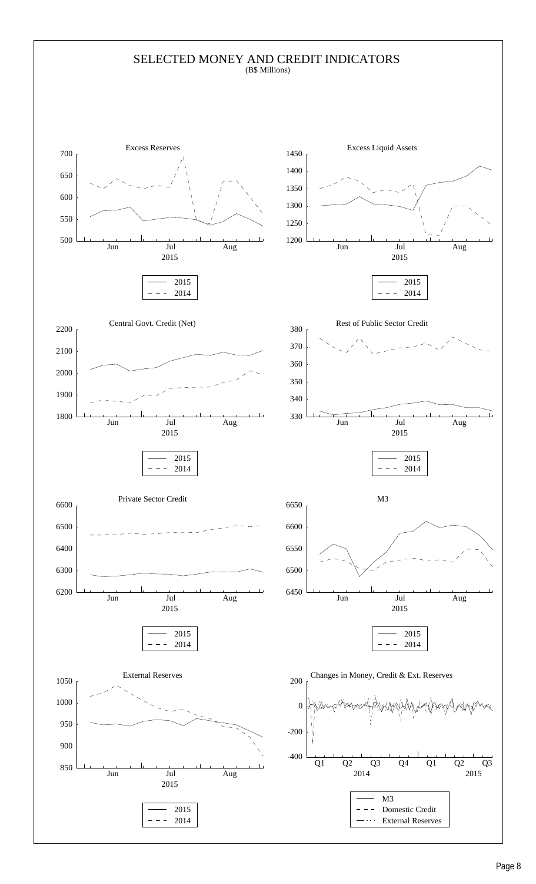# SELECTED MONEY AND CREDIT INDICATORS

(B$ Millions)

Excess Reserves

Excess Liquid Assets

Central Govt. Credit (Net)

Rest of Public Sector Credit

Private Sector Credit

M3

External Reserves

Changes in Money, Credit & Ext. Reserves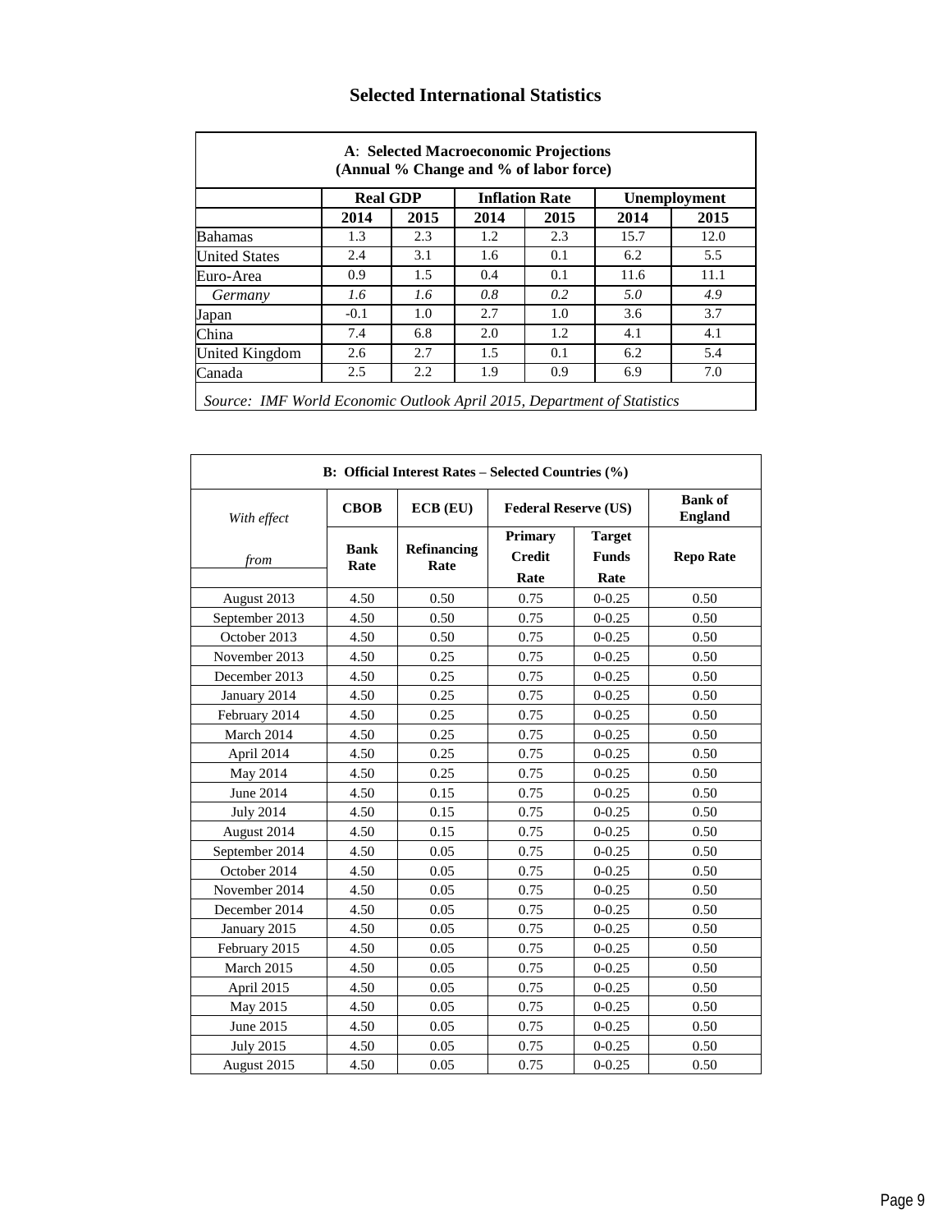# Selected International Statistics

| A: Selected Macroeconomic Projections (Annual % Change and % of labor force) | | | | | | |
|---|---|---|---|---|---|---|
| | **Real GDP** | | **Inflation Rate** | | **Unemployment** | |
| | **2014** | **2015** | **2014** | **2015** | **2014** | **2015** |
| Bahamas | 1.3 | 2.3 | 1.2 | 2.3 | 15.7 | 12.0 |
| United States | 2.4 | 3.1 | 1.6 | 0.1 | 6.2 | 5.5 |
| Euro-Area | 0.9 | 1.5 | 0.4 | 0.1 | 11.6 | 11.1 |
| *Germany* | *1.6* | *1.6* | *0.8* | *0.2* | *5.0* | *4.9* |
| Japan | -0.1 | 1.0 | 2.7 | 1.0 | 3.6 | 3.7 |
| China | 7.4 | 6.8 | 2.0 | 1.2 | 4.1 | 4.1 |
| United Kingdom | 2.6 | 2.7 | 1.5 | 0.1 | 6.2 | 5.4 |
| Canada | 2.5 | 2.2 | 1.9 | 0.9 | 6.9 | 7.0 |

*Source: IMF World Economic Outlook April 2015, Department of Statistics*

| B: Official Interest Rates – Selected Countries (%) | | | | | |
|---|---|---|---|---|---|
| *With effect* | **CBOB** | **ECB (EU)** | **Federal Reserve (US)** | | **Bank of England** |
| *from* | **Bank Rate** | **Refinancing Rate** | **Primary Credit Rate** | **Target Funds Rate** | **Repo Rate** |
| August 2013 | 4.50 | 0.50 | 0.75 | 0-0.25 | 0.50 |
| September 2013 | 4.50 | 0.50 | 0.75 | 0-0.25 | 0.50 |
| October 2013 | 4.50 | 0.50 | 0.75 | 0-0.25 | 0.50 |
| November 2013 | 4.50 | 0.25 | 0.75 | 0-0.25 | 0.50 |
| December 2013 | 4.50 | 0.25 | 0.75 | 0-0.25 | 0.50 |
| January 2014 | 4.50 | 0.25 | 0.75 | 0-0.25 | 0.50 |
| February 2014 | 4.50 | 0.25 | 0.75 | 0-0.25 | 0.50 |
| March 2014 | 4.50 | 0.25 | 0.75 | 0-0.25 | 0.50 |
| April 2014 | 4.50 | 0.25 | 0.75 | 0-0.25 | 0.50 |
| May 2014 | 4.50 | 0.25 | 0.75 | 0-0.25 | 0.50 |
| June 2014 | 4.50 | 0.15 | 0.75 | 0-0.25 | 0.50 |
| July 2014 | 4.50 | 0.15 | 0.75 | 0-0.25 | 0.50 |
| August 2014 | 4.50 | 0.15 | 0.75 | 0-0.25 | 0.50 |
| September 2014 | 4.50 | 0.05 | 0.75 | 0-0.25 | 0.50 |
| October 2014 | 4.50 | 0.05 | 0.75 | 0-0.25 | 0.50 |
| November 2014 | 4.50 | 0.05 | 0.75 | 0-0.25 | 0.50 |
| December 2014 | 4.50 | 0.05 | 0.75 | 0-0.25 | 0.50 |
| January 2015 | 4.50 | 0.05 | 0.75 | 0-0.25 | 0.50 |
| February 2015 | 4.50 | 0.05 | 0.75 | 0-0.25 | 0.50 |
| March 2015 | 4.50 | 0.05 | 0.75 | 0-0.25 | 0.50 |
| April 2015 | 4.50 | 0.05 | 0.75 | 0-0.25 | 0.50 |
| May 2015 | 4.50 | 0.05 | 0.75 | 0-0.25 | 0.50 |
| June 2015 | 4.50 | 0.05 | 0.75 | 0-0.25 | 0.50 |
| July 2015 | 4.50 | 0.05 | 0.75 | 0-0.25 | 0.50 |
| August 2015 | 4.50 | 0.05 | 0.75 | 0-0.25 | 0.50 |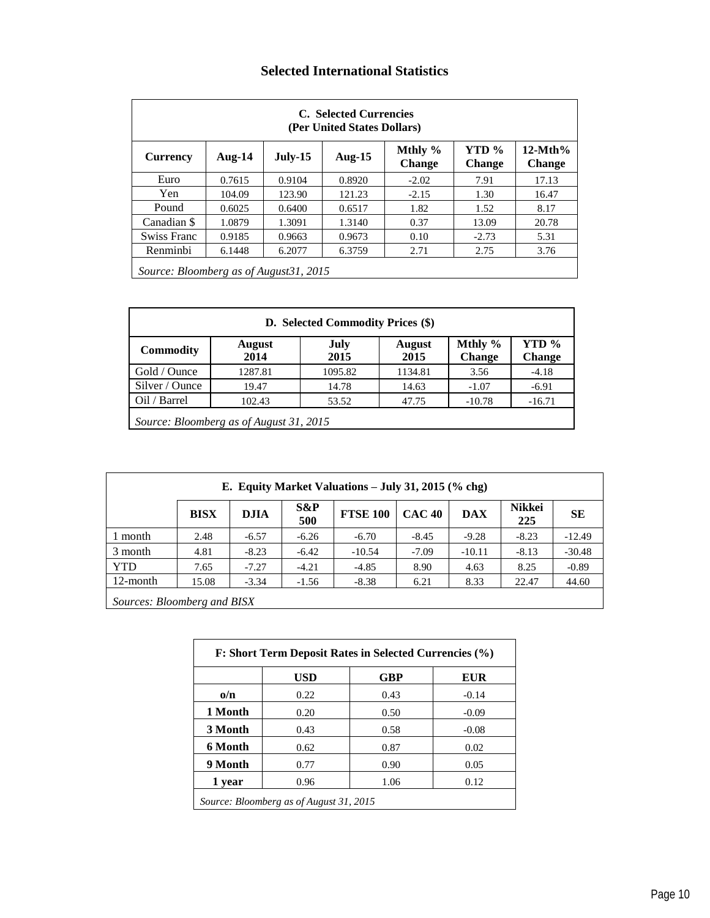## Selected International Statistics

| C. Selected Currencies (Per United States Dollars) | | | | | | |
|---|---|---|---|---|---|---|
| **Currency** | **Aug-14** | **July-15** | **Aug-15** | **Mthly % Change** | **YTD % Change** | **12-Mth% Change** |
| Euro | 0.7615 | 0.9104 | 0.8920 | -2.02 | 7.91 | 17.13 |
| Yen | 104.09 | 123.90 | 121.23 | -2.15 | 1.30 | 16.47 |
| Pound | 0.6025 | 0.6400 | 0.6517 | 1.82 | 1.52 | 8.17 |
| Canadian $ | 1.0879 | 1.3091 | 1.3140 | 0.37 | 13.09 | 20.78 |
| Swiss Franc | 0.9185 | 0.9663 | 0.9673 | 0.10 | -2.73 | 5.31 |
| Renminbi | 6.1448 | 6.2077 | 6.3759 | 2.71 | 2.75 | 3.76 |

*Source: Bloomberg as of August31, 2015*

| D. Selected Commodity Prices ($) | | | | | |
|---|---|---|---|---|---|
| **Commodity** | **August 2014** | **July 2015** | **August 2015** | **Mthly % Change** | **YTD % Change** |
| Gold / Ounce | 1287.81 | 1095.82 | 1134.81 | 3.56 | -4.18 |
| Silver / Ounce | 19.47 | 14.78 | 14.63 | -1.07 | -6.91 |
| Oil / Barrel | 102.43 | 53.52 | 47.75 | -10.78 | -16.71 |

*Source: Bloomberg as of August 31, 2015*

| E. Equity Market Valuations – July 31, 2015 (% chg) | | | | | | | | |
|---|---|---|---|---|---|---|---|---|
| | **BISX** | **DJIA** | **S&P 500** | **FTSE 100** | **CAC 40** | **DAX** | **Nikkei 225** | **SE** |
| 1 month | 2.48 | -6.57 | -6.26 | -6.70 | -8.45 | -9.28 | -8.23 | -12.49 |
| 3 month | 4.81 | -8.23 | -6.42 | -10.54 | -7.09 | -10.11 | -8.13 | -30.48 |
| YTD | 7.65 | -7.27 | -4.21 | -4.85 | 8.90 | 4.63 | 8.25 | -0.89 |
| 12-month | 15.08 | -3.34 | -1.56 | -8.38 | 6.21 | 8.33 | 22.47 | 44.60 |

*Sources: Bloomberg and BISX*

| F: Short Term Deposit Rates in Selected Currencies (%) | | | |
|---|---|---|---|
| | **USD** | **GBP** | **EUR** |
| **o/n** | 0.22 | 0.43 | -0.14 |
| **1 Month** | 0.20 | 0.50 | -0.09 |
| **3 Month** | 0.43 | 0.58 | -0.08 |
| **6 Month** | 0.62 | 0.87 | 0.02 |
| **9 Month** | 0.77 | 0.90 | 0.05 |
| **1 year** | 0.96 | 1.06 | 0.12 |

*Source: Bloomberg as of August 31, 2015*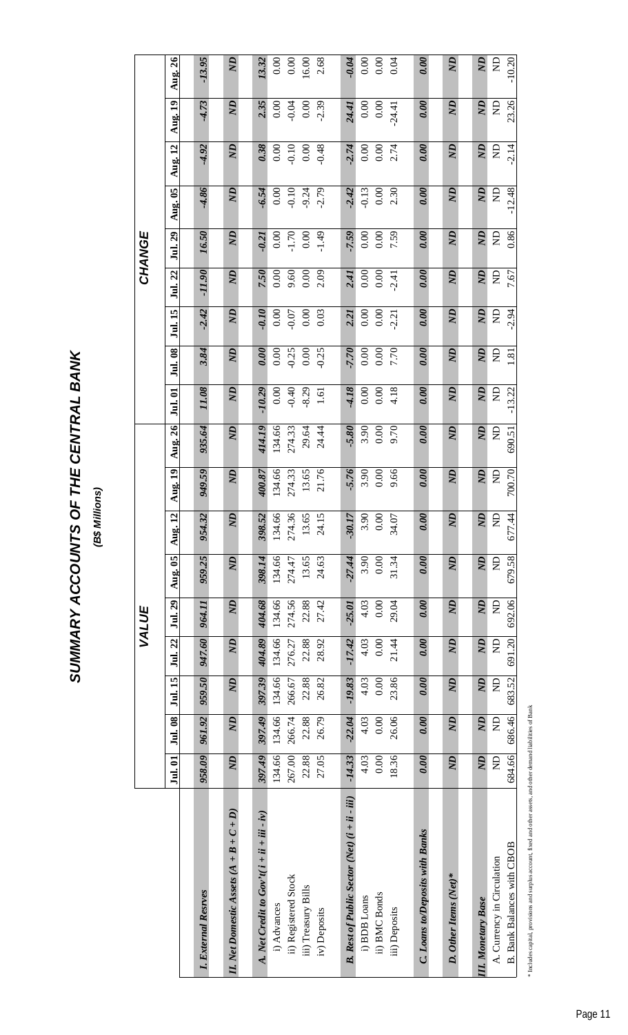# SUMMARY ACCOUNTS OF THE CENTRAL BANK

***(B$ Millions)***

| | VALUE | | | | | | | | | CHANGE | | | | | | | | |
|---|---|---|---|---|---|---|---|---|---|---|---|---|---|---|---|---|---|---|
| | Jul. 01 | Jul. 08 | Jul. 15 | Jul. 22 | Jul. 29 | Aug. 05 | Aug. 12 | Aug. 19 | Aug. 26 | Jul. 01 | Jul. 08 | Jul. 15 | Jul. 22 | Jul. 29 | Aug. 05 | Aug. 12 | Aug. 19 | Aug. 26 |
| ***I. External Resrves*** | ***958.09*** | ***961.92*** | ***959.50*** | ***947.60*** | ***964.11*** | ***959.25*** | ***954.32*** | ***949.59*** | ***935.64*** | ***11.08*** | ***3.84*** | ***-2.42*** | ***-11.90*** | ***16.50*** | ***-4.86*** | ***-4.92*** | ***-4.73*** | ***-13.95*** |
| ***II. Net Domestic Assets (A + B + C + D)*** | ***ND*** | ***ND*** | ***ND*** | ***ND*** | ***ND*** | ***ND*** | ***ND*** | ***ND*** | ***ND*** | ***ND*** | ***ND*** | ***ND*** | ***ND*** | ***ND*** | ***ND*** | ***ND*** | ***ND*** | ***ND*** |
| ***A. Net Credit to Gov't(i + ii + iii - iv)*** | ***397.49*** | ***397.49*** | ***397.39*** | ***404.89*** | ***404.68*** | ***398.14*** | ***398.52*** | ***400.87*** | ***414.19*** | ***-10.29*** | ***0.00*** | ***-0.10*** | ***7.50*** | ***-0.21*** | ***-6.54*** | ***0.38*** | ***2.35*** | ***13.32*** |
| i) Advances | 134.66 | 134.66 | 134.66 | 134.66 | 134.66 | 134.66 | 134.66 | 134.66 | 134.66 | 0.00 | 0.00 | 0.00 | 0.00 | 0.00 | 0.00 | 0.00 | 0.00 | 0.00 |
| ii) Registered Stock | 267.00 | 266.74 | 266.67 | 276.27 | 274.56 | 274.47 | 274.36 | 274.33 | 274.33 | -0.40 | -0.25 | -0.07 | 9.60 | -1.70 | -0.10 | -0.10 | -0.04 | 0.00 |
| iii) Treasury Bills | 22.88 | 22.88 | 22.88 | 22.88 | 22.88 | 13.65 | 13.65 | 13.65 | 29.64 | -8.29 | 0.00 | 0.00 | 0.00 | 0.00 | -9.24 | 0.00 | 0.00 | 16.00 |
| iv) Deposits | 27.05 | 26.79 | 26.82 | 28.92 | 27.42 | 24.63 | 24.15 | 21.76 | 24.44 | 1.61 | -0.25 | 0.03 | 2.09 | -1.49 | -2.79 | -0.48 | -2.39 | 2.68 |
| ***B. Rest of Public Sector (Net) (i + ii - iii)*** | ***-14.33*** | ***-22.04*** | ***-19.83*** | ***-17.42*** | ***-25.01*** | ***-27.44*** | ***-30.17*** | ***-5.76*** | ***-5.80*** | ***-4.18*** | ***-7.70*** | ***2.21*** | ***2.41*** | ***-7.59*** | ***-2.42*** | ***-2.74*** | ***24.41*** | ***-0.04*** |
| i) BDB Loans | 4.03 | 4.03 | 4.03 | 4.03 | 4.03 | 3.90 | 3.90 | 3.90 | 3.90 | 0.00 | 0.00 | 0.00 | 0.00 | 0.00 | -0.13 | 0.00 | 0.00 | 0.00 |
| ii) BMC Bonds | 0.00 | 0.00 | 0.00 | 0.00 | 0.00 | 0.00 | 0.00 | 0.00 | 0.00 | 0.00 | 0.00 | 0.00 | 0.00 | 0.00 | 0.00 | 0.00 | 0.00 | 0.00 |
| iii) Deposits | 18.36 | 26.06 | 23.86 | 21.44 | 29.04 | 31.34 | 34.07 | 9.66 | 9.70 | 4.18 | 7.70 | -2.21 | -2.41 | 7.59 | 2.30 | 2.74 | -24.41 | 0.04 |
| ***C. Loans to/Deposits with Banks*** | ***0.00*** | ***0.00*** | ***0.00*** | ***0.00*** | ***0.00*** | ***0.00*** | ***0.00*** | ***0.00*** | ***0.00*** | ***0.00*** | ***0.00*** | ***0.00*** | ***0.00*** | ***0.00*** | ***0.00*** | ***0.00*** | ***0.00*** | ***0.00*** |
| ***D. Other Items (Net)**** | ***ND*** | ***ND*** | ***ND*** | ***ND*** | ***ND*** | ***ND*** | ***ND*** | ***ND*** | ***ND*** | ***ND*** | ***ND*** | ***ND*** | ***ND*** | ***ND*** | ***ND*** | ***ND*** | ***ND*** | ***ND*** |
| ***III. Monetary Base*** | ***ND*** | ***ND*** | ***ND*** | ***ND*** | ***ND*** | ***ND*** | ***ND*** | ***ND*** | ***ND*** | ***ND*** | ***ND*** | ***ND*** | ***ND*** | ***ND*** | ***ND*** | ***ND*** | ***ND*** | ***ND*** |
| A. Currency in Circulation | ND | ND | ND | ND | ND | ND | ND | ND | ND | ND | ND | ND | ND | ND | ND | ND | ND | ND |
| B. Bank Balances with CBOB | 684.66 | 686.46 | 683.52 | 691.20 | 692.06 | 679.58 | 677.44 | 700.70 | 690.51 | -13.22 | 1.81 | -2.94 | 7.67 | 0.86 | -12.48 | -2.14 | 23.26 | -10.20 |

* Includes capital, provisions and surplus account, fixed and other assets, and other demand liabilities of Bank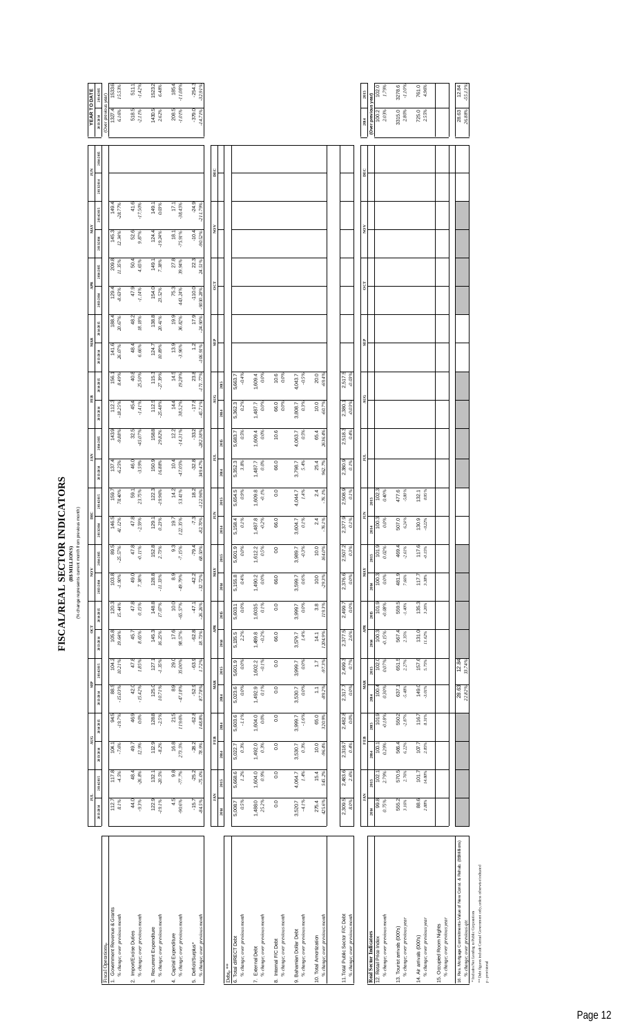# FISCAL/REAL SECTOR INDICATORS

**(B$ MILLIONS)**

(% change represents current month from previous month)

| Fiscal Operations | JUL 2013/2014 | JUL 2014/2015 | AUG 2013/2014 | AUG 2014/2015 | SEP 2013/2014 | SEP 2014/2015 | OCT 2013/2014 | OCT 2014/2015 | NOV 2013/2014 | NOV 2014/2015 | DEC 2013/2014 | DEC 2014/2015 | JAN 2013/2014 | JAN 2014/2015 | FEB 2013/2014 | FEB 2014/2015 | MAR 2013/2014 | MAR 2014/2015 | APR 2013/2014 | APR 2014/2015 | MAY 2013/2014 | MAY 2014/2015 | JUN 2013/2014 | JUN 2014/2015 | YEAR TO DATE 2013/2014 | YEAR TO DATE 2014/2015 |
|---|---|---|---|---|---|---|---|---|---|---|---|---|---|---|---|---|---|---|---|---|---|---|---|---|---|---|
| | | | | | | | | | | | | | | | | | | | | | | | | | (Over previous year) | |
| 1. Government Revenue & Grants | 112.7 | 117.8 | 104.1 | 94.5 | 88.5 | 104.4 | 105.8 | 120.3 | 103.8 | 89.5 | 146.5 | 159.7 | 137.4 | 143.9 | 112.3 | 156.1 | 141.6 | 188.4 | 129.4 | 209.8 | 145.3 | 149.4 | | | 1327.4 | 1533.8 |
| % change; over previous month | 8.1% | 4.5% | -7.6% | -19.7% | -15.03% | 10.21% | 19.64% | 15.44% | -1.90% | -25.57% | 41.12% | 78.40% | -6.23% | -9.88% | -18.25% | 8.49% | 26.07% | 20.67% | -8.63% | 11.35% | 12.34% | -28.77% | | | 6.18% | 15.53% |
| 2. Import/Excise Duties | 44.0 | 48.4 | 49.7 | 46.9 | 42.0 | 47.8 | 45.7 | 47.8 | 49.0 | 47.8 | 47.8 | 59.1 | 46.0 | 32.5 | 45.4 | 40.8 | 48.4 | 48.2 | 47.9 | 50.4 | 52.6 | 41.6 | | | 518.5 | 511.1 |
| % change; over previous month | -9.3% | -26.8% | 12.9% | 0.0% | -15.42% | 1.85% | 8.65% | 0.15% | 7.38% | -0.11% | -2.59% | 23.75% | -3.59% | -45.07% | -1.41% | 25.50% | 6.66% | 18.18% | -1.14% | 4.65% | 9.87% | -17.50% | | | -2.1% | -1.42% |
| 3. Recurrent Expenditure | 122.9 | 132.1 | 112.9 | 128.8 | 125.0 | 127.1 | 145.3 | 148.8 | 128.8 | 152.8 | 129.1 | 122.3 | 150.9 | 158.8 | 112.5 | 115.3 | 124.7 | 138.8 | 154.0 | 149.1 | 124.4 | 149.1 | | | 1430.5 | 1523.2 |
| % change; over previous month | -19.1% | -20.3% | -8.2% | -2.5% | 10.71% | -1.35% | 16.25% | 17.06% | -11.33% | 2.73% | 0.23% | -19.96% | 16.88% | 29.82% | -25.48% | -27.39% | 10.89% | 20.41% | 23.52% | 7.38% | -19.24% | 0.03% | | | 2.62% | 6.48% |
| 4. Capital Expenditure | 4.5 | 9.8 | 9.8 | 21.5 | 8.9 | 29.0 | 17.6 | 10.0 | 8.9 | 9.3 | 19.7 | 14.2 | 10.4 | 12.2 | 14.4 | 14.5 | 13.9 | 19.9 | 75.3 | 27.8 | 18.1 | 17.1 | | | 208.5 | 185.4 |
| % change; over previous month | -80.6% | -77.7% | 173.3% | 119.6% | -47.18% | 35.00% | 98.57% | -65.57% | -49.79% | -7.15% | 122.35% | 53.41% | -47.05% | -14.31% | 38.52% | 19.28% | -3.96% | 36.82% | 441.31% | 39.94% | -75.91% | -38.43% | | | -1.01% | -11.08% |
| 5. Deficit/Surplus* | 15.7 | 25.2 | 28.2 | 62.8 | 52.5 | 63.5 | 63.8 | 47.1 | 42.2 | 79.4 | -7.3 | 18.2 | 32.8 | -33.2 | -17.6 | 23.8 | 1.2 | 17.9 | 110.0 | 22.3 | 10.4 | -24.9 | | | -370.0 | -254.3 |
| % change; over previous month | -84.5% | -75.0% | 78.9% | 148.8% | 87.78% | 1.72% | 18.75% | -26.26% | -32.72% | 68.30% | -92.70% | -122.96% | 349.47% | -282.38% | -45.71% | -171.77% | -106.91% | -24.90% | -9036.28% | 24.51% | -90.52% | -211.79% | | | -14.71% | -32.91% |

| Debt ** | JAN 2014 | JAN 2015 | FEB 2014 | FEB 2015 | MAR 2014 | MAR 2015 | APR 2014 | APR 2015 | MAY 2014 | MAY 2015 | JUN 2014 | JUN 2015 | JUL 2014 | JUL 2015 | AUG 2014 | AUG 2015 | SEP | OCT | NOV | DEC |
|---|---|---|---|---|---|---|---|---|---|---|---|---|---|---|---|---|---|---|---|---|
| 6. Total DIRECT Debt | 5,008.7 | 5,668.6 | 5,022.7 | 5,603.6 | 5,023.6 | 5,601.9 | 5,135.5 | 5,603.1 | 5,155.8 | 5,601.9 | 5,158.4 | 5,654.5 | 5,352.3 | 5,683.7 | 5,362.3 | 5,663.7 | | | | |
| % change; over previous month | 0.5% | 1.2% | 0.3% | -1.1% | 0.0% | 0.0% | 2.2% | 0.0% | 0.4% | 0.0% | 0.1% | 0.9% | 3.8% | 0.5% | 0.2% | -0.4% | | | | |
| 7. External Debt | 1,480.0 | 1,604.0 | 1,492.0 | 1,604.0 | 1,492.9 | 1,602.2 | 1,489.8 | 1,603.5 | 1,490.2 | 1,612.2 | 1,487.8 | 1,609.8 | 1,487.7 | 1,609.4 | 1,487.7 | 1,609.4 | | | | |
| % change; over previous month | 25.2% | 0.9% | 0.8% | 0.0% | 0.1% | -0.1% | -0.2% | 0.1% | 0.0% | 0.5% | -0.2% | -0.1% | 0.0% | 0.0% | 0.0% | 0.0% | | | | |
| 8. Internal F/C Debt | 0.0 | 0.0 | 0.0 | 0.0 | 0.0 | 0.0 | 66.0 | 0.0 | 66.0 | 0.0 | 66.0 | 0.0 | 66.0 | 10.6 | 66.0 | 10.6 | | | | |
| % change; over previous month | | | | | | | | | | | | | | | 0.0% | 0.0% | | | | |
| 9. Bahamian Dollar Debt | 3,520.7 | 4,064.7 | 3,530.7 | 3,999.7 | 3,530.7 | 3,999.7 | 3,579.7 | 3,999.7 | 3,599.7 | 3,989.7 | 3,604.7 | 4,044.7 | 3,798.7 | 4,063.7 | 3,808.7 | 4,043.7 | | | | |
| % change; over previous month | -4.1% | 1.4% | 0.3% | -1.6% | 0.0% | 0.0% | 1.4% | 0.0% | 0.6% | -0.3% | 0.1% | 1.4% | 5.4% | 0.5% | 0.3% | -0.5% | | | | |
| 10. Total Amortization | 275.4 | 15.4 | 10.0 | 65.0 | 1.1 | 1.7 | 14.1 | 3.8 | 10.0 | 10.0 | 2.4 | 2.4 | 25.4 | 65.4 | 10.0 | 20.0 | | | | |
| % change; over previous month | 425.6% | 545.2% | -96.4% | 320.9% | -89.2% | -97.3% | 1204.9% | 118.3% | -29.3% | 164.0% | -76.1% | -76.1% | 962.7% | 2636.4% | -60.7% | -69.4% | | | | |
| 11. Total Public Sector F/C Debt | 2,309.5 | 2,483.6 | 2,318.7 | 2,482.8 | 2,317.7 | 2,499.3 | 2,377.5 | 2,499.7 | 2,376.6 | 2,507.2 | 2,377.9 | 2,508.9 | 2,380.9 | 2,518.3 | 2,380.1 | 2,517.3 | | | | |
| % change; over previous month | 8.0% | 2.6% | 0.4% | 0.0% | 0.0% | 0.7% | 2.6% | 0.0% | 0.0% | 0.3% | 0.1% | 0.1% | 0.1% | 0.4% | -0.03% | -0.03% | | | | |

| Real Sector Indicators | JAN 2014 | JAN 2015 | FEB 2014 | FEB 2015 | MAR 2014 | MAR 2015 | APR 2014 | APR 2015 | MAY 2014 | MAY 2015 | JUN 2014 | JUN 2015 | JUL | AUG | SEP | OCT | NOV | DEC | YTD 2014 | YTD 2015 |
|---|---|---|---|---|---|---|---|---|---|---|---|---|---|---|---|---|---|---|---|---|
| | | | | | | | | | | | | | | | | | | | (Over previous year) | |
| 12. Retail Price Index | 99.8 | 102.1 | 100.1 | 101.9 | 100.4 | 102.0 | 100.0 | 101.8 | 100.5 | 101.9 | 100.3 | 102.3 | | | | | | | 100.2 | 102.0 |
| % change; over previous month | 0.75% | 2.79% | 0.29% | -0.18% | 0.30% | 0.07% | -0.35% | -0.18% | 0.46% | 0.13% | 0.0% | 0.40% | | | | | | | 2.03% | 1.79% |
| 13. Tourist arrivals (000's) | 555.2 | 570.5 | 566.4 | 550.2 | 637.3 | 651.1 | 567.4 | 559.5 | 481.9 | 469.4 | 507.0 | 477.6 | | | | | | | 3315.0 | 3278.6 |
| % change; over previous year | 3.6% | 2.76% | 6.2% | -3.8% | -3.48% | 2.17% | 2.35% | -1.40% | 7.66% | -2.61% | 6.34% | -5.80% | | | | | | | 2.80% | -1.10% |
| 14. Air arrivals (000's) | 88.6 | 101.7 | 107.7 | 116.7 | 149.0 | 157.6 | 131.0 | 135.3 | 117.7 | 117.6 | 130.9 | 132.1 | | | | | | | 725.0 | 761.0 |
| % change; over previous year | 2.08% | 14.80% | 2.05% | 8.31% | -3.01% | 5.77% | 11.02% | 3.28% | 3.38% | -0.13% | -0.02% | 0.95% | | | | | | | 2.53% | 4.96% |
| 15. Occupied Room Nights | | | | | | | | | | | | | | | | | | | | |
| % change; over previous year | | | | | | | | | | | | | | | | | | | | |
| 16. Res. Mortgage Commitments-Value of New Const. & Rehab. (B$Millions) | | | | | 28.63 | 12.84 | | | | | | | | | | | | | 28.63 | 12.84 |
| % change; over previous qtr. | | | | | 22.82% | 33.74% | | | | | | | | | | | | | 26.68% | -55.13% |

*Includes Net Lending to Public Corporations

**Debt figures include Central Government only, unless otherwise indicated

p - provisional